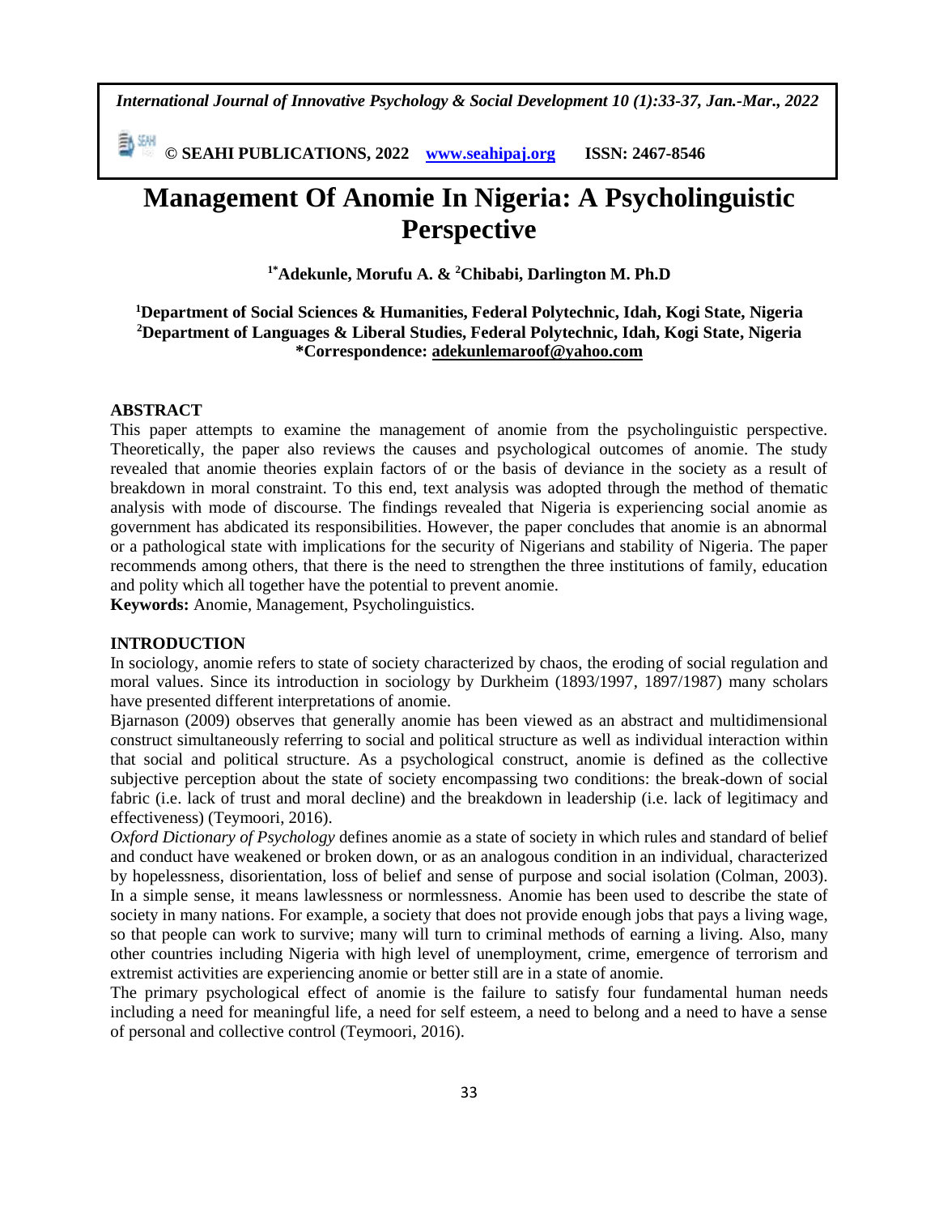# Management Of Anomie In Nigeria: A Psycholinguistic Perspective

**[1*]Adekunle, Morufu A. & [2]Chibabi, Darlington M. Ph.D**

**[1]Department of Social Sciences & Humanities, Federal Polytechnic, Idah, Kogi State, Nigeria**
**[2]Department of Languages & Liberal Studies, Federal Polytechnic, Idah, Kogi State, Nigeria**
**\*Correspondence: adekunlemaroof@yahoo.com**

## ABSTRACT

This paper attempts to examine the management of anomie from the psycholinguistic perspective. Theoretically, the paper also reviews the causes and psychological outcomes of anomie. The study revealed that anomie theories explain factors of or the basis of deviance in the society as a result of breakdown in moral constraint. To this end, text analysis was adopted through the method of thematic analysis with mode of discourse. The findings revealed that Nigeria is experiencing social anomie as government has abdicated its responsibilities. However, the paper concludes that anomie is an abnormal or a pathological state with implications for the security of Nigerians and stability of Nigeria. The paper recommends among others, that there is the need to strengthen the three institutions of family, education and polity which all together have the potential to prevent anomie.

**Keywords:** Anomie, Management, Psycholinguistics.

## INTRODUCTION

In sociology, anomie refers to state of society characterized by chaos, the eroding of social regulation and moral values. Since its introduction in sociology by Durkheim (1893/1997, 1897/1987) many scholars have presented different interpretations of anomie.

Bjarnason (2009) observes that generally anomie has been viewed as an abstract and multidimensional construct simultaneously referring to social and political structure as well as individual interaction within that social and political structure. As a psychological construct, anomie is defined as the collective subjective perception about the state of society encompassing two conditions: the break-down of social fabric (i.e. lack of trust and moral decline) and the breakdown in leadership (i.e. lack of legitimacy and effectiveness) (Teymoori, 2016).

*Oxford Dictionary of Psychology* defines anomie as a state of society in which rules and standard of belief and conduct have weakened or broken down, or as an analogous condition in an individual, characterized by hopelessness, disorientation, loss of belief and sense of purpose and social isolation (Colman, 2003). In a simple sense, it means lawlessness or normlessness. Anomie has been used to describe the state of society in many nations. For example, a society that does not provide enough jobs that pays a living wage, so that people can work to survive; many will turn to criminal methods of earning a living. Also, many other countries including Nigeria with high level of unemployment, crime, emergence of terrorism and extremist activities are experiencing anomie or better still are in a state of anomie.

The primary psychological effect of anomie is the failure to satisfy four fundamental human needs including a need for meaningful life, a need for self esteem, a need to belong and a need to have a sense of personal and collective control (Teymoori, 2016).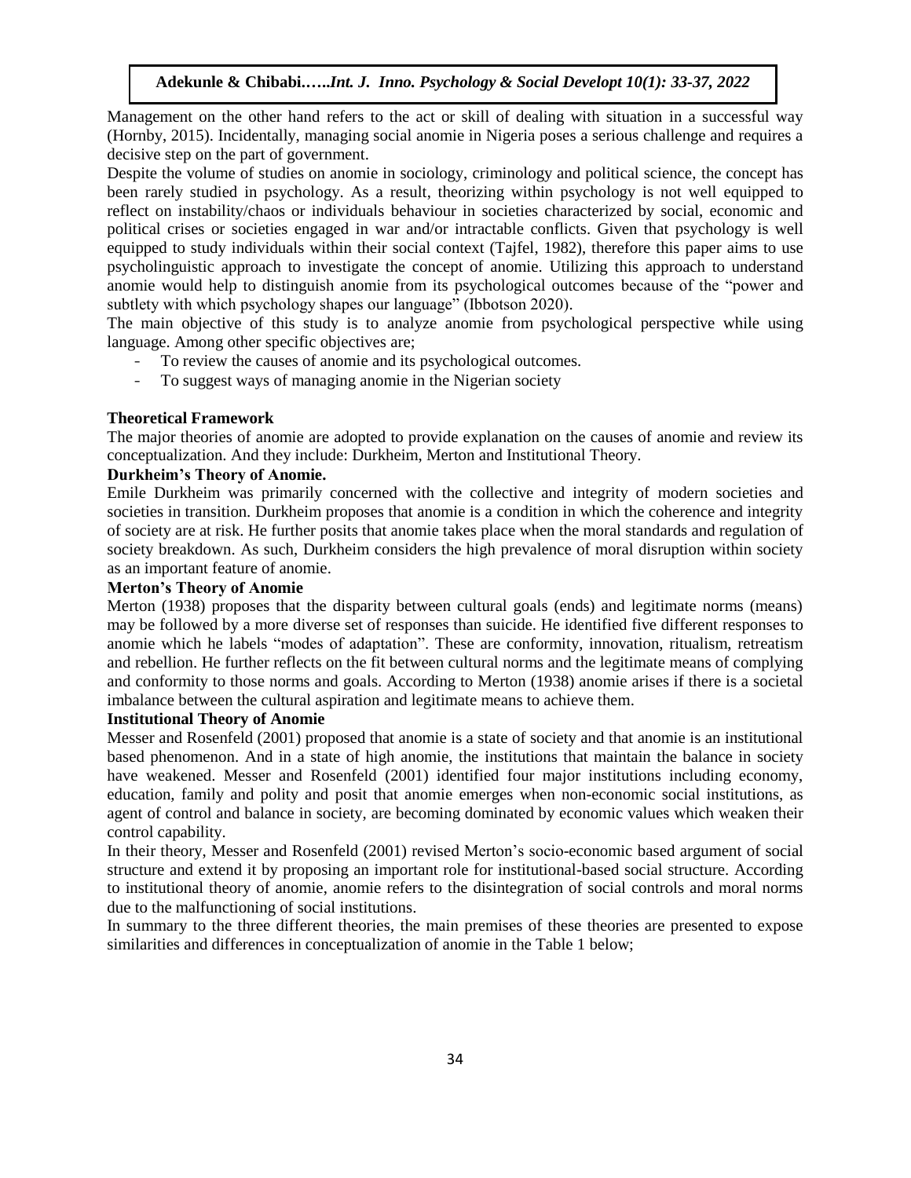Management on the other hand refers to the act or skill of dealing with situation in a successful way (Hornby, 2015). Incidentally, managing social anomie in Nigeria poses a serious challenge and requires a decisive step on the part of government.

Despite the volume of studies on anomie in sociology, criminology and political science, the concept has been rarely studied in psychology. As a result, theorizing within psychology is not well equipped to reflect on instability/chaos or individuals behaviour in societies characterized by social, economic and political crises or societies engaged in war and/or intractable conflicts. Given that psychology is well equipped to study individuals within their social context (Tajfel, 1982), therefore this paper aims to use psycholinguistic approach to investigate the concept of anomie. Utilizing this approach to understand anomie would help to distinguish anomie from its psychological outcomes because of the "power and subtlety with which psychology shapes our language" (Ibbotson 2020).

The main objective of this study is to analyze anomie from psychological perspective while using language. Among other specific objectives are;

- To review the causes of anomie and its psychological outcomes.
- To suggest ways of managing anomie in the Nigerian society

## Theoretical Framework

The major theories of anomie are adopted to provide explanation on the causes of anomie and review its conceptualization. And they include: Durkheim, Merton and Institutional Theory.

### Durkheim's Theory of Anomie.

Emile Durkheim was primarily concerned with the collective and integrity of modern societies and societies in transition. Durkheim proposes that anomie is a condition in which the coherence and integrity of society are at risk. He further posits that anomie takes place when the moral standards and regulation of society breakdown. As such, Durkheim considers the high prevalence of moral disruption within society as an important feature of anomie.

### Merton's Theory of Anomie

Merton (1938) proposes that the disparity between cultural goals (ends) and legitimate norms (means) may be followed by a more diverse set of responses than suicide. He identified five different responses to anomie which he labels "modes of adaptation". These are conformity, innovation, ritualism, retreatism and rebellion. He further reflects on the fit between cultural norms and the legitimate means of complying and conformity to those norms and goals. According to Merton (1938) anomie arises if there is a societal imbalance between the cultural aspiration and legitimate means to achieve them.

### Institutional Theory of Anomie

Messer and Rosenfeld (2001) proposed that anomie is a state of society and that anomie is an institutional based phenomenon. And in a state of high anomie, the institutions that maintain the balance in society have weakened. Messer and Rosenfeld (2001) identified four major institutions including economy, education, family and polity and posit that anomie emerges when non-economic social institutions, as agent of control and balance in society, are becoming dominated by economic values which weaken their control capability.

In their theory, Messer and Rosenfeld (2001) revised Merton's socio-economic based argument of social structure and extend it by proposing an important role for institutional-based social structure. According to institutional theory of anomie, anomie refers to the disintegration of social controls and moral norms due to the malfunctioning of social institutions.

In summary to the three different theories, the main premises of these theories are presented to expose similarities and differences in conceptualization of anomie in the Table 1 below;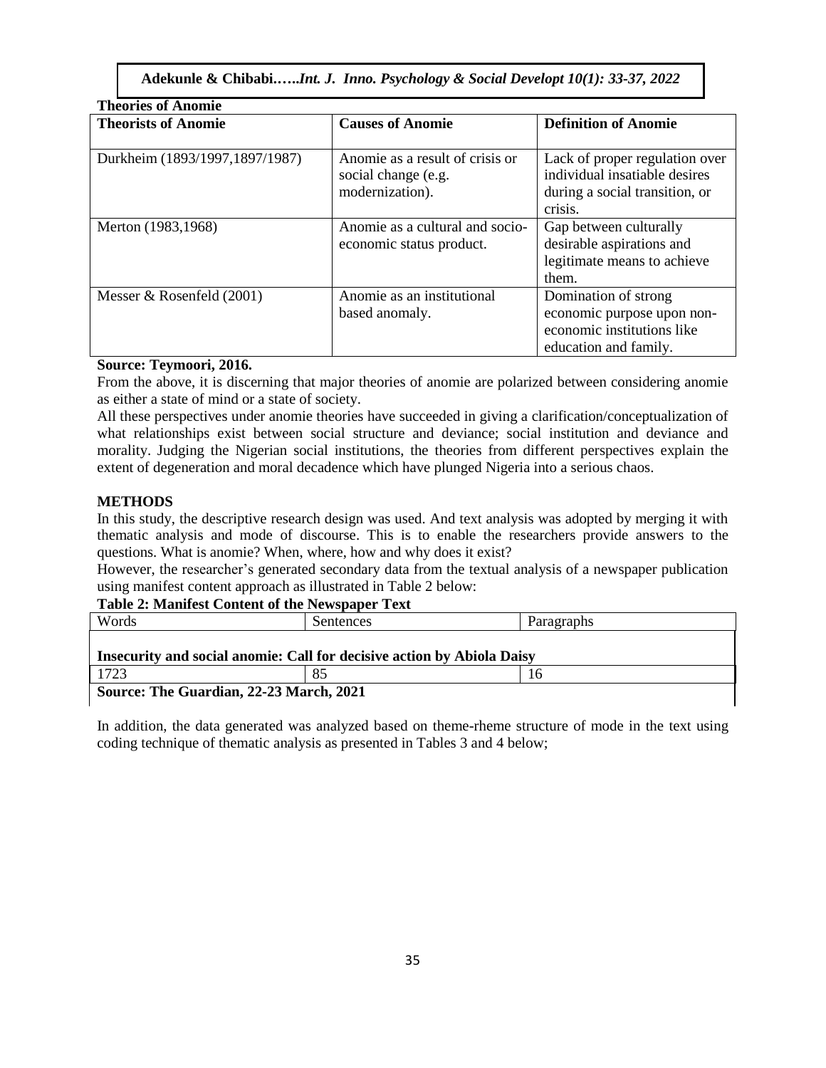**Theories of Anomie**

| **Theorists of Anomie** | **Causes of Anomie** | **Definition of Anomie** |
|---|---|---|
| Durkheim (1893/1997,1897/1987) | Anomie as a result of crisis or social change (e.g. modernization). | Lack of proper regulation over individual insatiable desires during a social transition, or crisis. |
| Merton (1983,1968) | Anomie as a cultural and socio-economic status product. | Gap between culturally desirable aspirations and legitimate means to achieve them. |
| Messer & Rosenfeld (2001) | Anomie as an institutional based anomaly. | Domination of strong economic purpose upon non-economic institutions like education and family. |

**Source: Teymoori, 2016.**

From the above, it is discerning that major theories of anomie are polarized between considering anomie as either a state of mind or a state of society.

All these perspectives under anomie theories have succeeded in giving a clarification/conceptualization of what relationships exist between social structure and deviance; social institution and deviance and morality. Judging the Nigerian social institutions, the theories from different perspectives explain the extent of degeneration and moral decadence which have plunged Nigeria into a serious chaos.

## METHODS

In this study, the descriptive research design was used. And text analysis was adopted by merging it with thematic analysis and mode of discourse. This is to enable the researchers provide answers to the questions. What is anomie? When, where, how and why does it exist?

However, the researcher's generated secondary data from the textual analysis of a newspaper publication using manifest content approach as illustrated in Table 2 below:

**Table 2: Manifest Content of the Newspaper Text**

| Words | Sentences | Paragraphs |
|---|---|---|
| **Insecurity and social anomie: Call for decisive action by Abiola Daisy** | | |
| 1723 | 85 | 16 |
| **Source: The Guardian, 22-23 March, 2021** | | |

In addition, the data generated was analyzed based on theme-rheme structure of mode in the text using coding technique of thematic analysis as presented in Tables 3 and 4 below;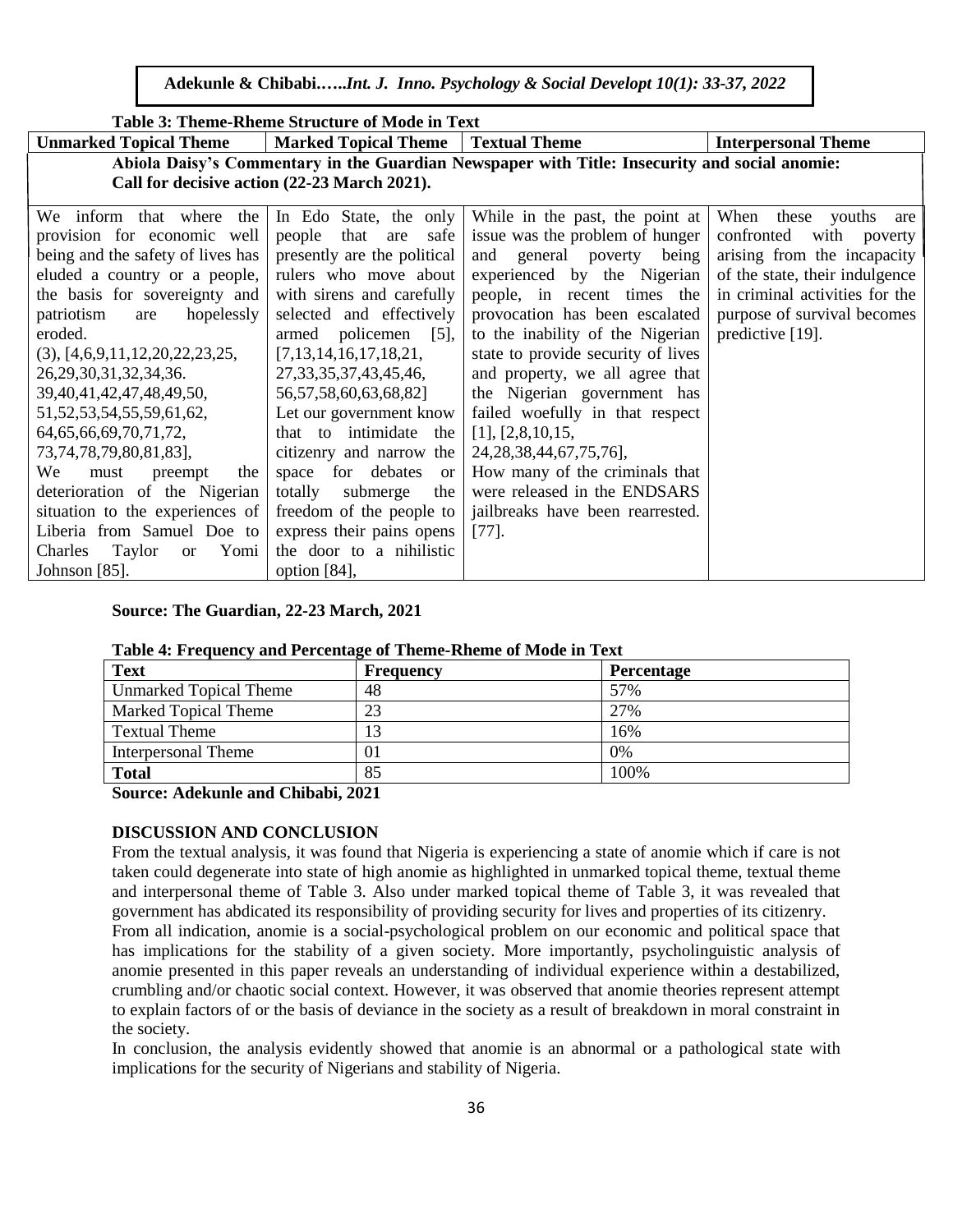**Table 3: Theme-Rheme Structure of Mode in Text**

| Unmarked Topical Theme | Marked Topical Theme | Textual Theme | Interpersonal Theme |
|---|---|---|---|
| **Abiola Daisy's Commentary in the Guardian Newspaper with Title: Insecurity and social anomie: Call for decisive action (22-23 March 2021).** | | | |
| We inform that where the provision for economic well being and the safety of lives has eluded a country or a people, the basis for sovereignty and patriotism are hopelessly eroded. (3), [4,6,9,11,12,20,22,23,25, 26,29,30,31,32,34,36. 39,40,41,42,47,48,49,50, 51,52,53,54,55,59,61,62, 64,65,66,69,70,71,72, 73,74,78,79,80,81,83], We must preempt the deterioration of the Nigerian situation to the experiences of Liberia from Samuel Doe to Charles Taylor or Yomi Johnson [85]. | In Edo State, the only people that are safe presently are the political rulers who move about with sirens and carefully selected and effectively armed policemen [5], [7,13,14,16,17,18,21, 27,33,35,37,43,45,46, 56,57,58,60,63,68,82] Let our government know that to intimidate the citizenry and narrow the space for debates or totally submerge the freedom of the people to express their pains opens the door to a nihilistic option [84], | While in the past, the point at issue was the problem of hunger and general poverty being experienced by the Nigerian people, in recent times the provocation has been escalated to the inability of the Nigerian state to provide security of lives and property, we all agree that the Nigerian government has failed woefully in that respect [1], [2,8,10,15, 24,28,38,44,67,75,76], How many of the criminals that were released in the ENDSARS jailbreaks have been rearrested. [77]. | When these youths are confronted with poverty arising from the incapacity of the state, their indulgence in criminal activities for the purpose of survival becomes predictive [19]. |

**Source: The Guardian, 22-23 March, 2021**

**Table 4: Frequency and Percentage of Theme-Rheme of Mode in Text**

| Text | Frequency | Percentage |
|---|---|---|
| Unmarked Topical Theme | 48 | 57% |
| Marked Topical Theme | 23 | 27% |
| Textual Theme | 13 | 16% |
| Interpersonal Theme | 01 | 0% |
| **Total** | 85 | 100% |

**Source: Adekunle and Chibabi, 2021**

## DISCUSSION AND CONCLUSION

From the textual analysis, it was found that Nigeria is experiencing a state of anomie which if care is not taken could degenerate into state of high anomie as highlighted in unmarked topical theme, textual theme and interpersonal theme of Table 3. Also under marked topical theme of Table 3, it was revealed that government has abdicated its responsibility of providing security for lives and properties of its citizenry.

From all indication, anomie is a social-psychological problem on our economic and political space that has implications for the stability of a given society. More importantly, psycholinguistic analysis of anomie presented in this paper reveals an understanding of individual experience within a destabilized, crumbling and/or chaotic social context. However, it was observed that anomie theories represent attempt to explain factors of or the basis of deviance in the society as a result of breakdown in moral constraint in the society.

In conclusion, the analysis evidently showed that anomie is an abnormal or a pathological state with implications for the security of Nigerians and stability of Nigeria.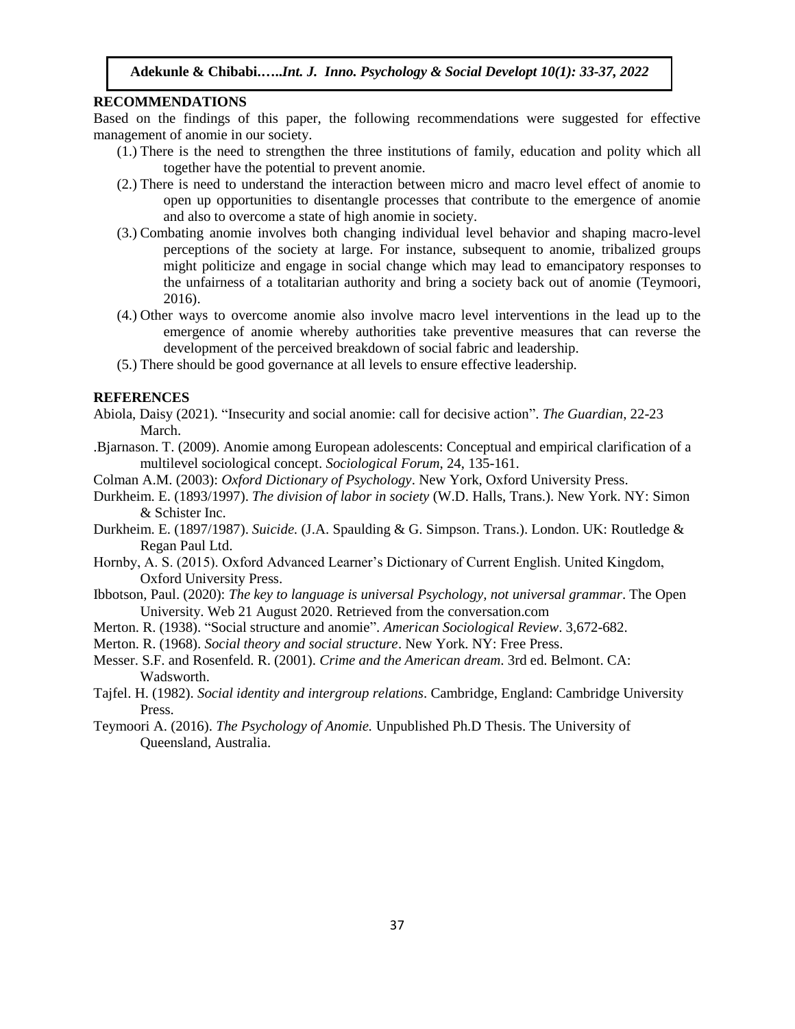## RECOMMENDATIONS

Based on the findings of this paper, the following recommendations were suggested for effective management of anomie in our society.

(1.) There is the need to strengthen the three institutions of family, education and polity which all together have the potential to prevent anomie.

(2.) There is need to understand the interaction between micro and macro level effect of anomie to open up opportunities to disentangle processes that contribute to the emergence of anomie and also to overcome a state of high anomie in society.

(3.) Combating anomie involves both changing individual level behavior and shaping macro-level perceptions of the society at large. For instance, subsequent to anomie, tribalized groups might politicize and engage in social change which may lead to emancipatory responses to the unfairness of a totalitarian authority and bring a society back out of anomie (Teymoori, 2016).

(4.) Other ways to overcome anomie also involve macro level interventions in the lead up to the emergence of anomie whereby authorities take preventive measures that can reverse the development of the perceived breakdown of social fabric and leadership.

(5.) There should be good governance at all levels to ensure effective leadership.

## REFERENCES

Abiola, Daisy (2021). "Insecurity and social anomie: call for decisive action". *The Guardian*, 22-23 March.

.Bjarnason. T. (2009). Anomie among European adolescents: Conceptual and empirical clarification of a multilevel sociological concept. *Sociological Forum*, 24, 135-161.

Colman A.M. (2003): *Oxford Dictionary of Psychology*. New York, Oxford University Press.

Durkheim. E. (1893/1997). *The division of labor in society* (W.D. Halls, Trans.). New York. NY: Simon & Schister Inc.

Durkheim. E. (1897/1987). *Suicide.* (J.A. Spaulding & G. Simpson. Trans.). London. UK: Routledge & Regan Paul Ltd.

Hornby, A. S. (2015). Oxford Advanced Learner's Dictionary of Current English. United Kingdom, Oxford University Press.

Ibbotson, Paul. (2020): *The key to language is universal Psychology, not universal grammar*. The Open University. Web 21 August 2020. Retrieved from the conversation.com

Merton. R. (1938). "Social structure and anomie". *American Sociological Review*. 3,672-682.

Merton. R. (1968). *Social theory and social structure*. New York. NY: Free Press.

Messer. S.F. and Rosenfeld. R. (2001). *Crime and the American dream*. 3rd ed. Belmont. CA: Wadsworth.

Tajfel. H. (1982). *Social identity and intergroup relations*. Cambridge, England: Cambridge University Press.

Teymoori A. (2016). *The Psychology of Anomie.* Unpublished Ph.D Thesis. The University of Queensland, Australia.